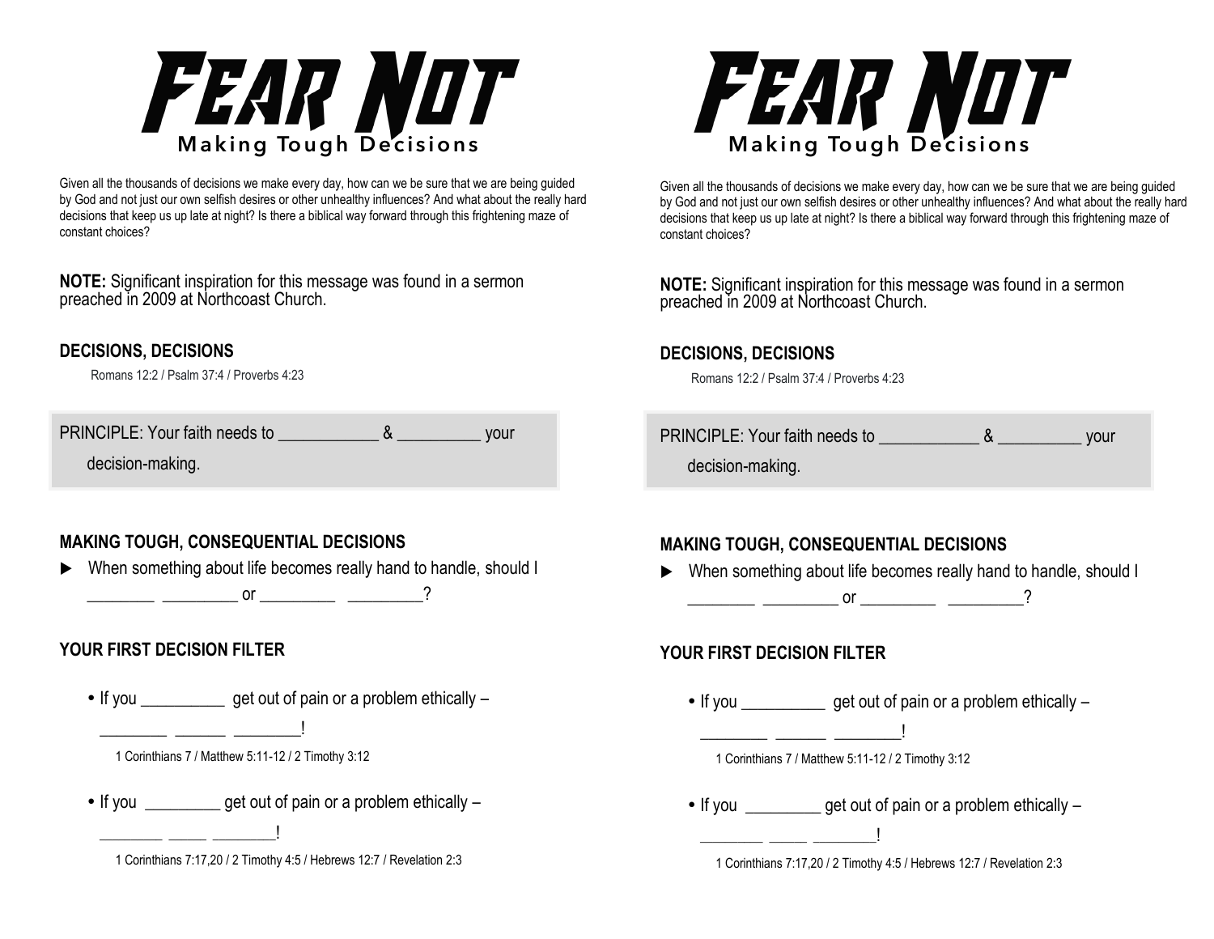# FEAR NOT

## Making Tough Decisions

Given all the thousands of decisions we make every day, how can we be sure that we are being guided by God and not just our own selfish desires or other unhealthy influences? And what about the really hard decisions that keep us up late at night? Is there a biblical way forward through this frightening maze of constant choices?

**NOTE:** Significant inspiration for this message was found in a sermon preached in 2009 at Northcoast Church.

### DECISIONS, DECISIONS

Romans 12:2 / Psalm 37:4 / Proverbs 4:23

PRINCIPLE: Your faith needs to ____________ & __________ your decision-making.

### MAKING TOUGH, CONSEQUENTIAL DECISIONS

► When something about life becomes really hand to handle, should I ________ _________ or _________ _________?

### YOUR FIRST DECISION FILTER

- If you __________ get out of pain or a problem ethically – ________ ______ ________!

  1 Corinthians 7 / Matthew 5:11-12 / 2 Timothy 3:12

- If you _________ get out of pain or a problem ethically – ________ _____ ________!

  1 Corinthians 7:17,20 / 2 Timothy 4:5 / Hebrews 12:7 / Revelation 2:3

# FEAR NOT

## Making Tough Decisions

Given all the thousands of decisions we make every day, how can we be sure that we are being guided by God and not just our own selfish desires or other unhealthy influences? And what about the really hard decisions that keep us up late at night? Is there a biblical way forward through this frightening maze of constant choices?

**NOTE:** Significant inspiration for this message was found in a sermon preached in 2009 at Northcoast Church.

### DECISIONS, DECISIONS

Romans 12:2 / Psalm 37:4 / Proverbs 4:23

PRINCIPLE: Your faith needs to ____________ & __________ your decision-making.

### MAKING TOUGH, CONSEQUENTIAL DECISIONS

► When something about life becomes really hand to handle, should I ________ _________ or _________ _________?

### YOUR FIRST DECISION FILTER

- If you __________ get out of pain or a problem ethically – ________ ______ ________!

  1 Corinthians 7 / Matthew 5:11-12 / 2 Timothy 3:12

- If you _________ get out of pain or a problem ethically – ________ _____ ________!

  1 Corinthians 7:17,20 / 2 Timothy 4:5 / Hebrews 12:7 / Revelation 2:3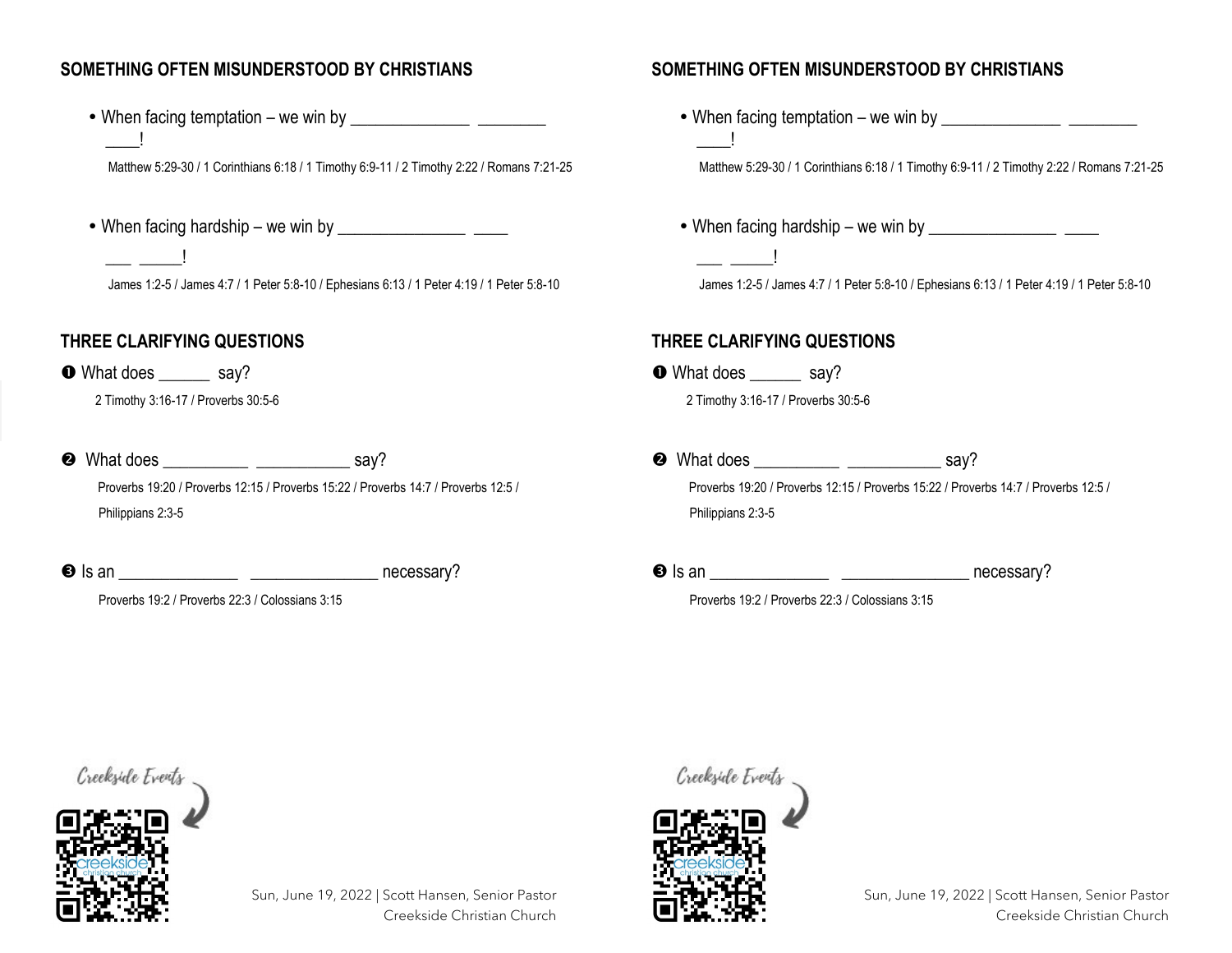## SOMETHING OFTEN MISUNDERSTOOD BY CHRISTIANS

- When facing temptation – we win by _____________ ________ ____!

  Matthew 5:29-30 / 1 Corinthians 6:18 / 1 Timothy 6:9-11 / 2 Timothy 2:22 / Romans 7:21-25

- When facing hardship – we win by ______________ ____ ___ _____!

  James 1:2-5 / James 4:7 / 1 Peter 5:8-10 / Ephesians 6:13 / 1 Peter 4:19 / 1 Peter 5:8-10

## THREE CLARIFYING QUESTIONS

❶ What does ______ say?

2 Timothy 3:16-17 / Proverbs 30:5-6

❷ What does _________ __________ say?

Proverbs 19:20 / Proverbs 12:15 / Proverbs 15:22 / Proverbs 14:7 / Proverbs 12:5 / Philippians 2:3-5

❸ Is an _____________ ______________ necessary?

Proverbs 19:2 / Proverbs 22:3 / Colossians 3:15

Creekside Events

Sun, June 19, 2022 | Scott Hansen, Senior Pastor
Creekside Christian Church

## SOMETHING OFTEN MISUNDERSTOOD BY CHRISTIANS

- When facing temptation – we win by _____________ ________ ____!

  Matthew 5:29-30 / 1 Corinthians 6:18 / 1 Timothy 6:9-11 / 2 Timothy 2:22 / Romans 7:21-25

- When facing hardship – we win by ______________ ____ ___ _____!

  James 1:2-5 / James 4:7 / 1 Peter 5:8-10 / Ephesians 6:13 / 1 Peter 4:19 / 1 Peter 5:8-10

## THREE CLARIFYING QUESTIONS

❶ What does ______ say?

2 Timothy 3:16-17 / Proverbs 30:5-6

❷ What does _________ __________ say?

Proverbs 19:20 / Proverbs 12:15 / Proverbs 15:22 / Proverbs 14:7 / Proverbs 12:5 / Philippians 2:3-5

❸ Is an _____________ ______________ necessary?

Proverbs 19:2 / Proverbs 22:3 / Colossians 3:15

Creekside Events

Sun, June 19, 2022 | Scott Hansen, Senior Pastor
Creekside Christian Church